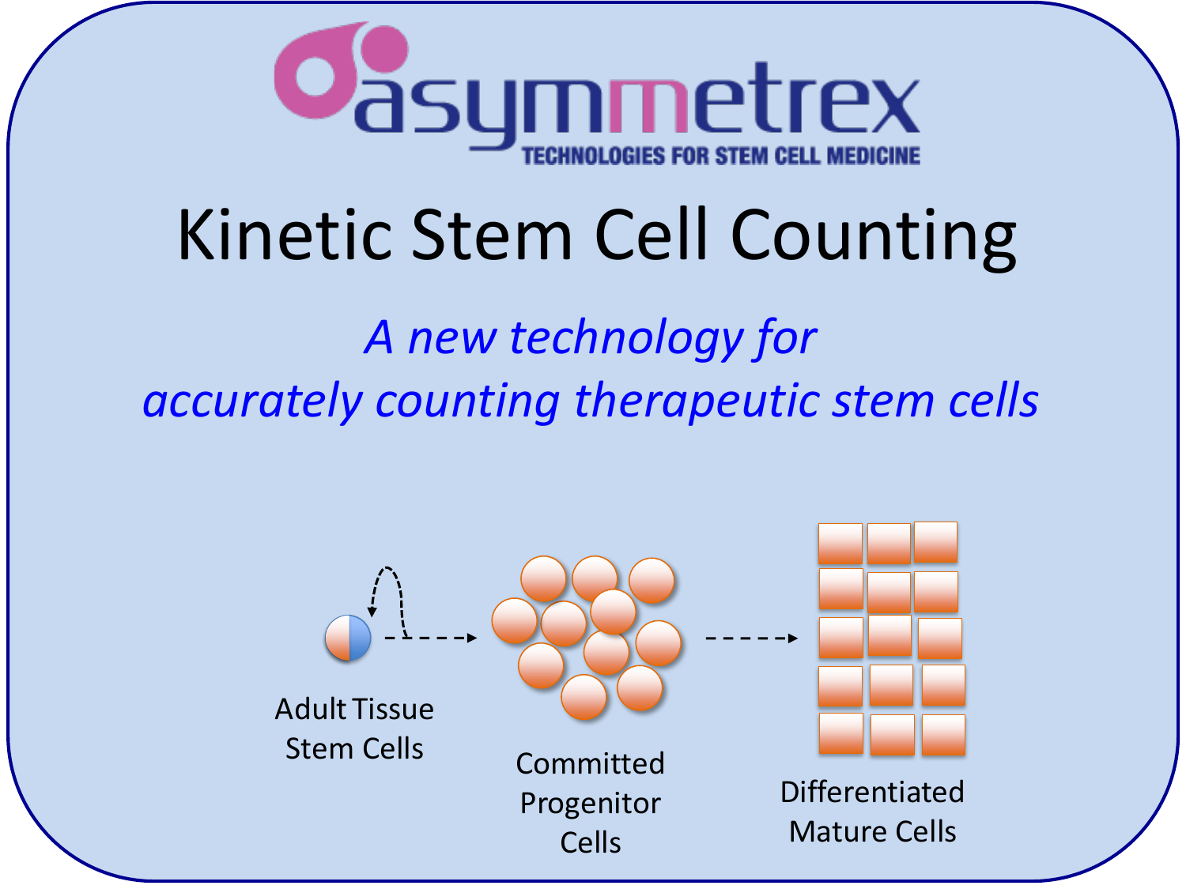asymmetrex

TECHNOLOGIES FOR STEM CELL MEDICINE

# Kinetic Stem Cell Counting

*A new technology for accurately counting therapeutic stem cells*

Adult Tissue Stem Cells

Committed Progenitor Cells

Differentiated Mature Cells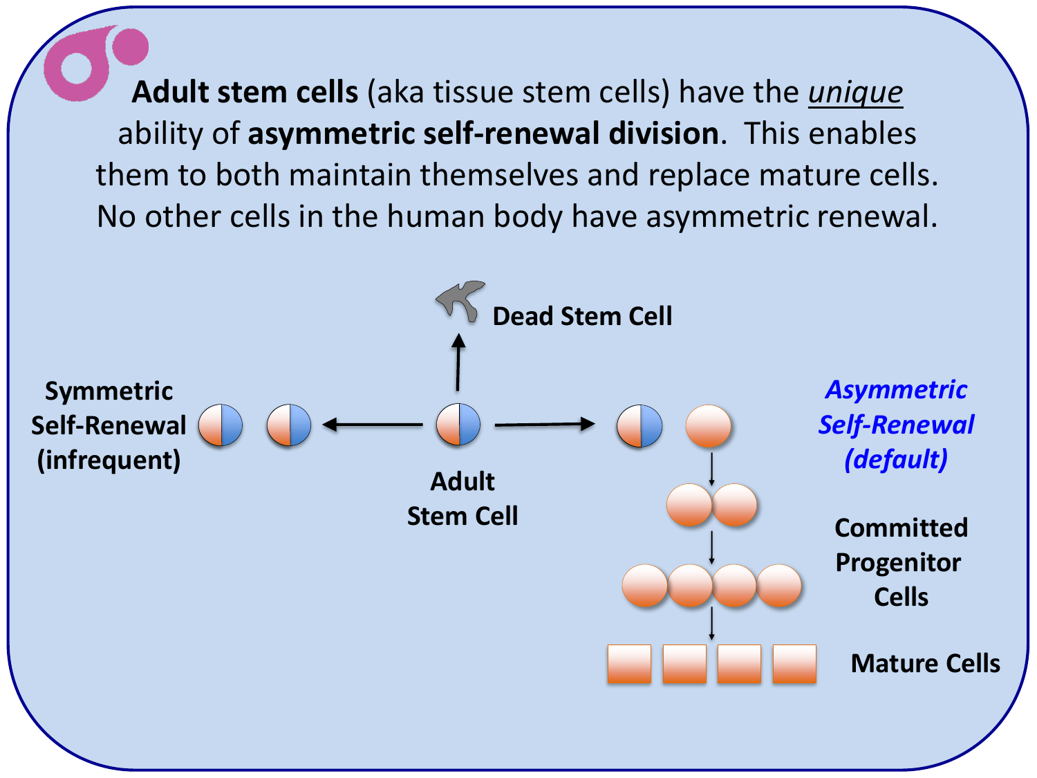**Adult stem cells** (aka tissue stem cells) have the *unique* ability of **asymmetric self-renewal division**. This enables them to both maintain themselves and replace mature cells. No other cells in the human body have asymmetric renewal.

**Dead Stem Cell**

**Symmetric Self-Renewal (infrequent)**

**Adult Stem Cell**

***Asymmetric Self-Renewal (default)***

**Committed Progenitor Cells**

**Mature Cells**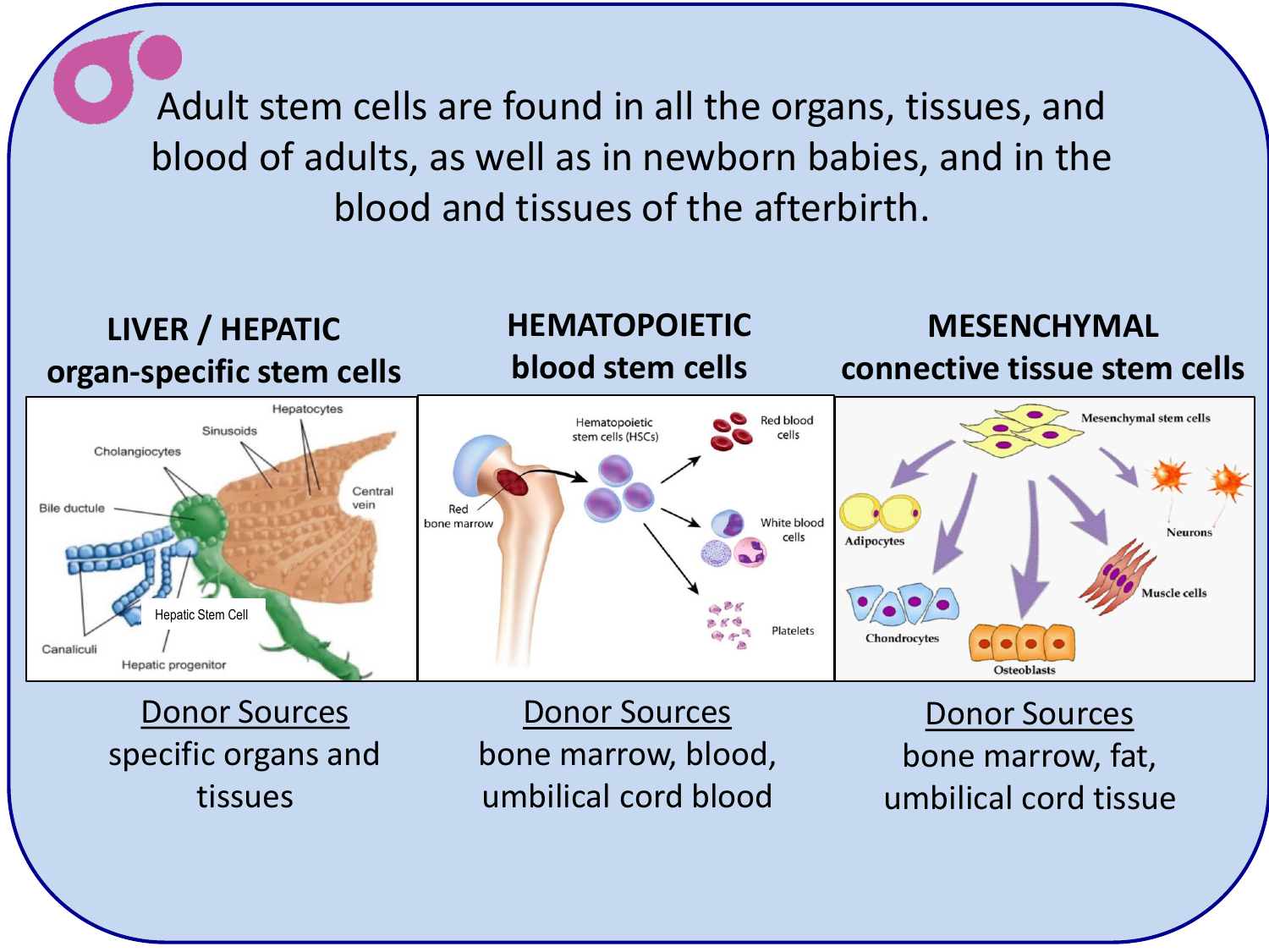Adult stem cells are found in all the organs, tissues, and blood of adults, as well as in newborn babies, and in the blood and tissues of the afterbirth.

**LIVER / HEPATIC organ-specific stem cells**

Donor Sources
specific organs and tissues

**HEMATOPOIETIC blood stem cells**

Donor Sources
bone marrow, blood, umbilical cord blood

**MESENCHYMAL connective tissue stem cells**

Donor Sources
bone marrow, fat, umbilical cord tissue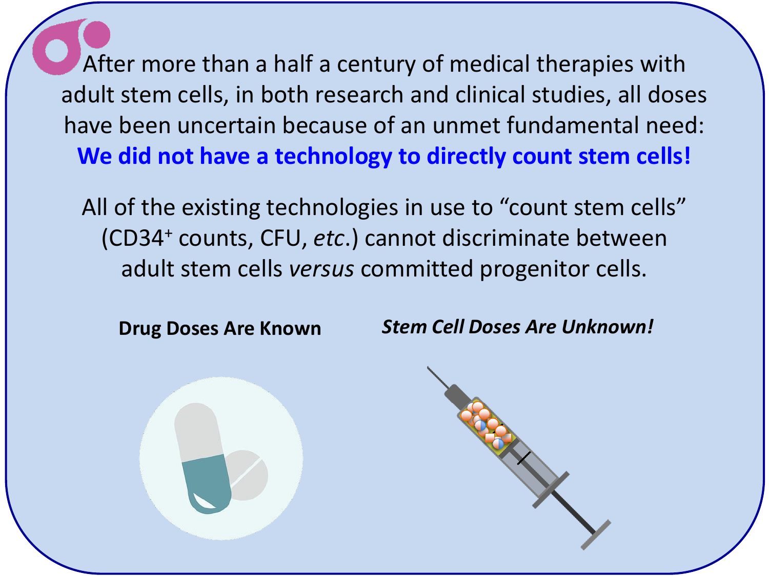After more than a half a century of medical therapies with adult stem cells, in both research and clinical studies, all doses have been uncertain because of an unmet fundamental need:

**We did not have a technology to directly count stem cells!**

All of the existing technologies in use to "count stem cells" ($CD34^+$ counts, CFU, *etc*.) cannot discriminate between adult stem cells *versus* committed progenitor cells.

**Drug Doses Are Known**

***Stem Cell Doses Are Unknown!***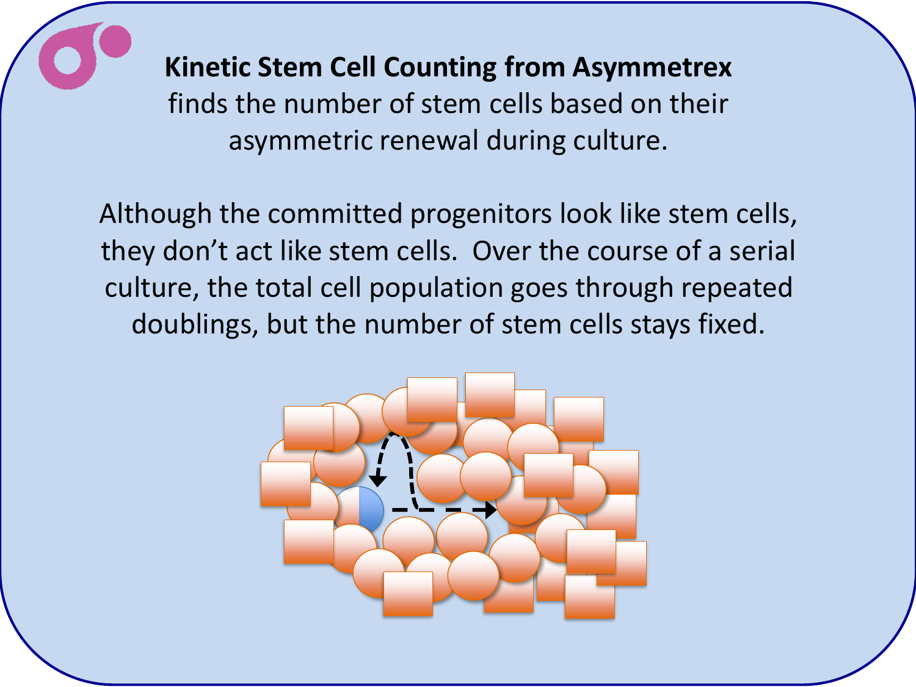**Kinetic Stem Cell Counting from Asymmetrex** finds the number of stem cells based on their asymmetric renewal during culture.

Although the committed progenitors look like stem cells, they don't act like stem cells. Over the course of a serial culture, the total cell population goes through repeated doublings, but the number of stem cells stays fixed.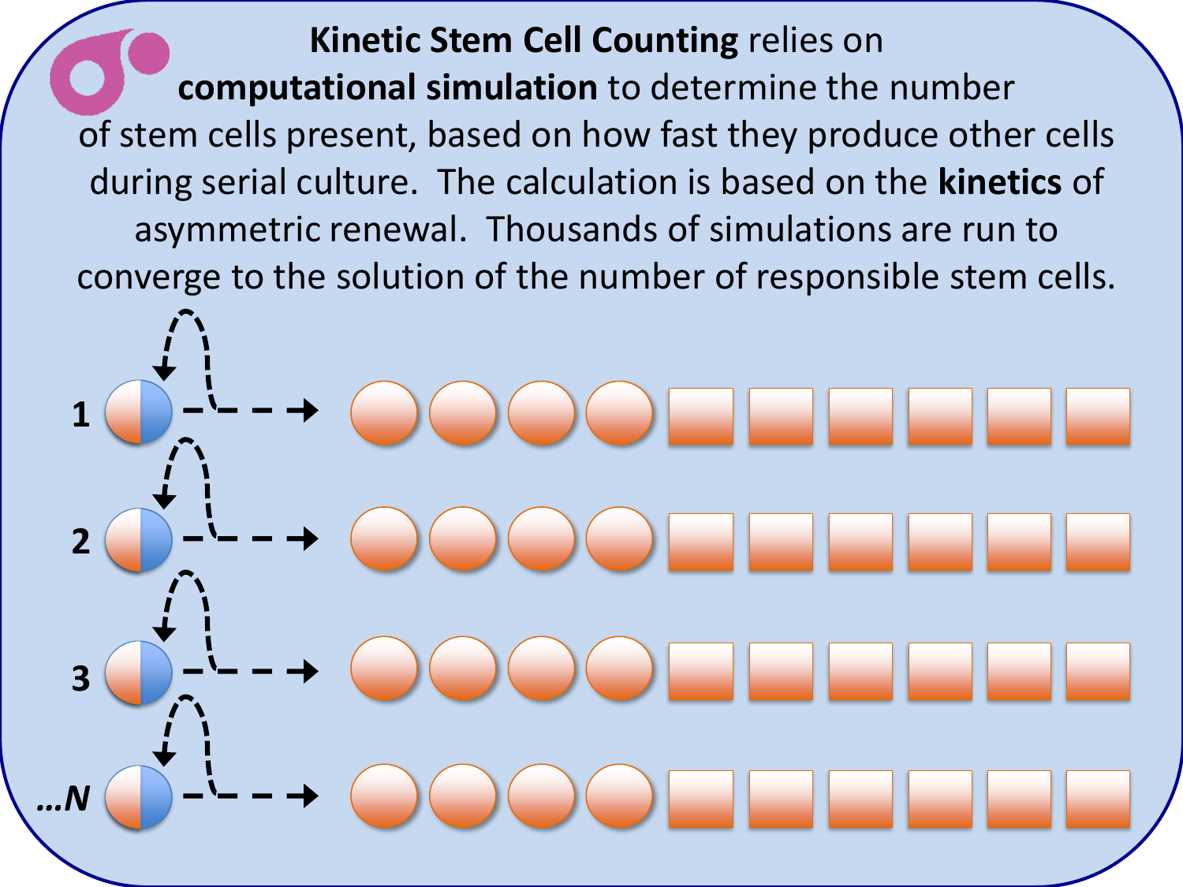**Kinetic Stem Cell Counting** relies on **computational simulation** to determine the number of stem cells present, based on how fast they produce other cells during serial culture. The calculation is based on the **kinetics** of asymmetric renewal. Thousands of simulations are run to converge to the solution of the number of responsible stem cells.

1

2

3

***…N***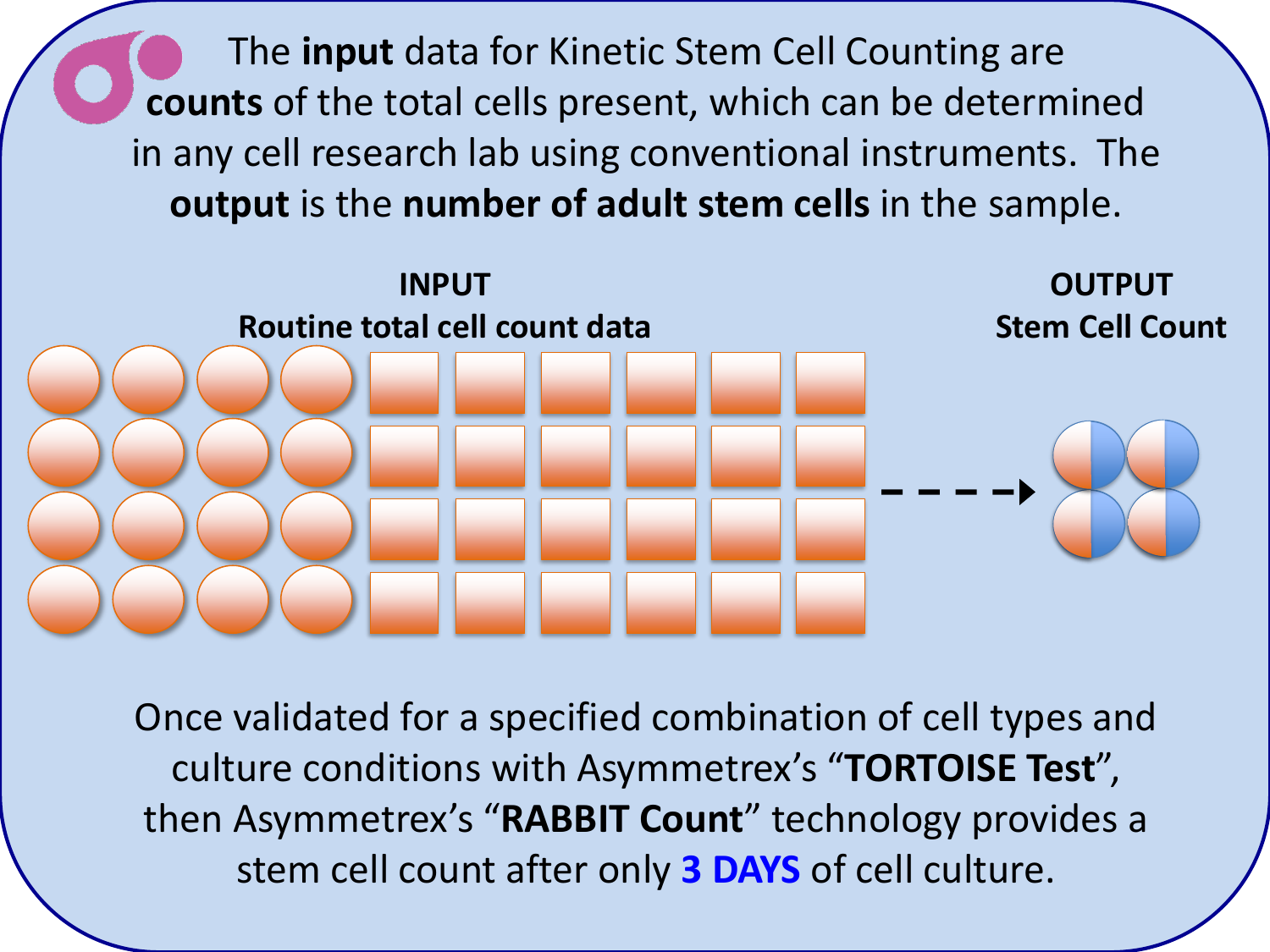The **input** data for Kinetic Stem Cell Counting are **counts** of the total cells present, which can be determined in any cell research lab using conventional instruments. The **output** is the **number of adult stem cells** in the sample.

**INPUT**
**Routine total cell count data**

**OUTPUT**
**Stem Cell Count**

Once validated for a specified combination of cell types and culture conditions with Asymmetrex's "**TORTOISE Test**", then Asymmetrex's "**RABBIT Count**" technology provides a stem cell count after only **3 DAYS** of cell culture.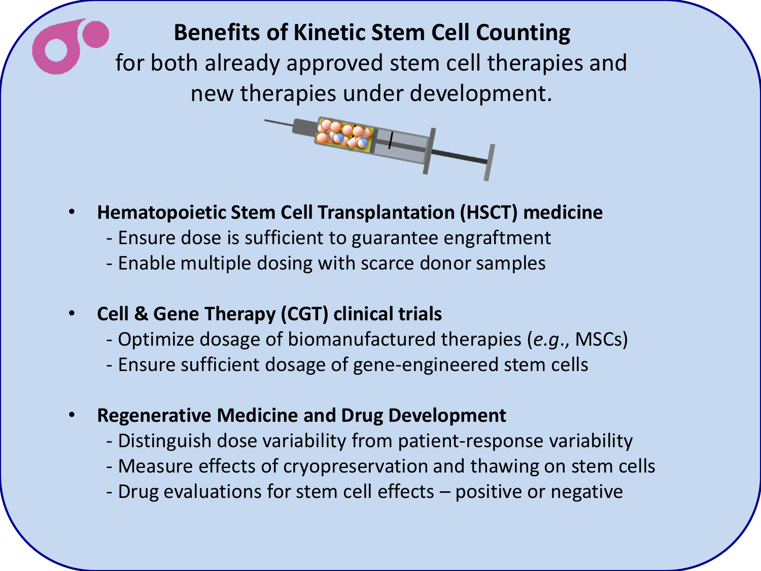# Benefits of Kinetic Stem Cell Counting

for both already approved stem cell therapies and new therapies under development.

- **Hematopoietic Stem Cell Transplantation (HSCT) medicine**
  - Ensure dose is sufficient to guarantee engraftment
  - Enable multiple dosing with scarce donor samples

- **Cell & Gene Therapy (CGT) clinical trials**
  - Optimize dosage of biomanufactured therapies (*e.g.*, MSCs)
  - Ensure sufficient dosage of gene-engineered stem cells

- **Regenerative Medicine and Drug Development**
  - Distinguish dose variability from patient-response variability
  - Measure effects of cryopreservation and thawing on stem cells
  - Drug evaluations for stem cell effects – positive or negative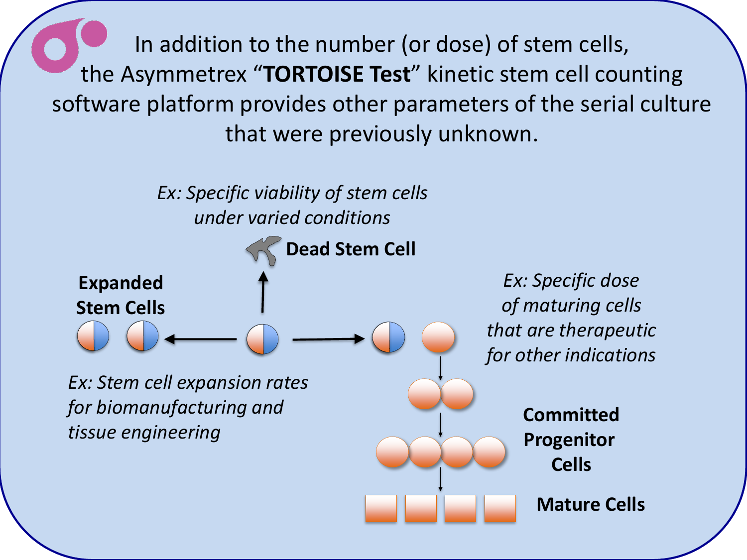In addition to the number (or dose) of stem cells, the Asymmetrex "**TORTOISE Test**" kinetic stem cell counting software platform provides other parameters of the serial culture that were previously unknown.

*Ex: Specific viability of stem cells under varied conditions*

**Dead Stem Cell**

**Expanded Stem Cells**

*Ex: Stem cell expansion rates for biomanufacturing and tissue engineering*

*Ex: Specific dose of maturing cells that are therapeutic for other indications*

**Committed Progenitor Cells**

**Mature Cells**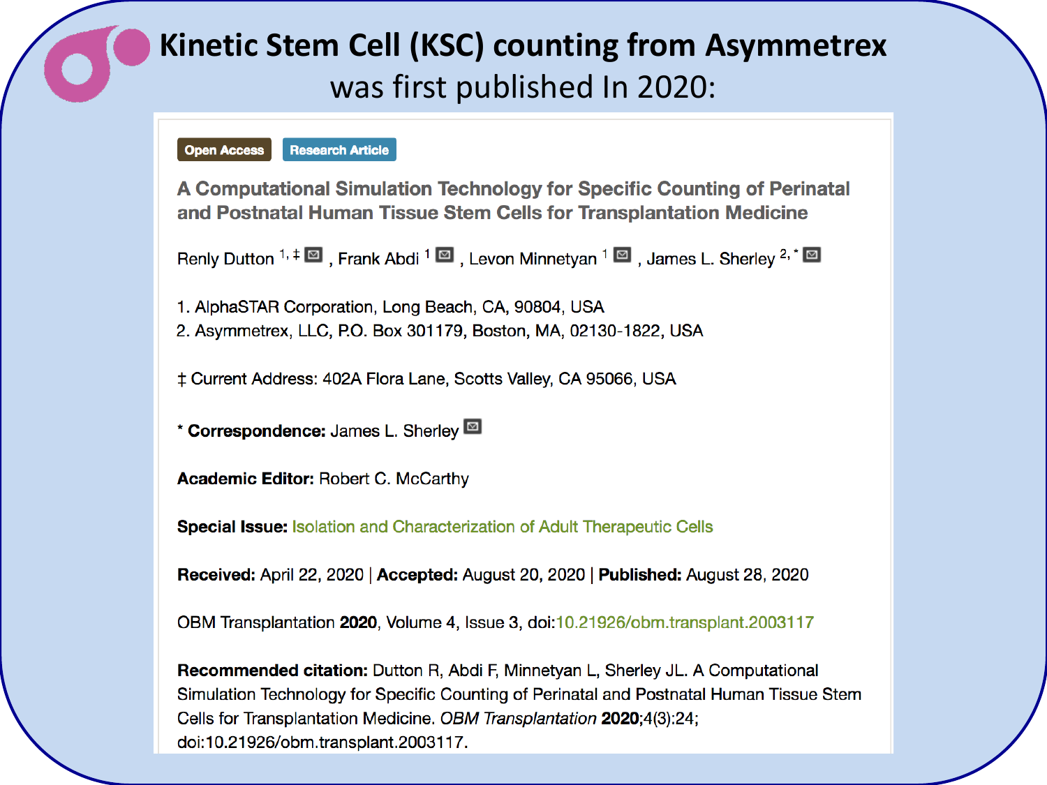# Kinetic Stem Cell (KSC) counting from Asymmetrex

was first published In 2020:

Open Access | Research Article

## A Computational Simulation Technology for Specific Counting of Perinatal and Postnatal Human Tissue Stem Cells for Transplantation Medicine

Renly Dutton [1, ‡], Frank Abdi [1], Levon Minnetyan [1], James L. Sherley [2, *]

1. AlphaSTAR Corporation, Long Beach, CA, 90804, USA
2. Asymmetrex, LLC, P.O. Box 301179, Boston, MA, 02130-1822, USA

‡ Current Address: 402A Flora Lane, Scotts Valley, CA 95066, USA

* **Correspondence:** James L. Sherley

**Academic Editor:** Robert C. McCarthy

**Special Issue:** Isolation and Characterization of Adult Therapeutic Cells

**Received:** April 22, 2020 | **Accepted:** August 20, 2020 | **Published:** August 28, 2020

OBM Transplantation **2020**, Volume 4, Issue 3, doi:10.21926/obm.transplant.2003117

**Recommended citation:** Dutton R, Abdi F, Minnetyan L, Sherley JL. A Computational Simulation Technology for Specific Counting of Perinatal and Postnatal Human Tissue Stem Cells for Transplantation Medicine. *OBM Transplantation* **2020**;4(3):24; doi:10.21926/obm.transplant.2003117.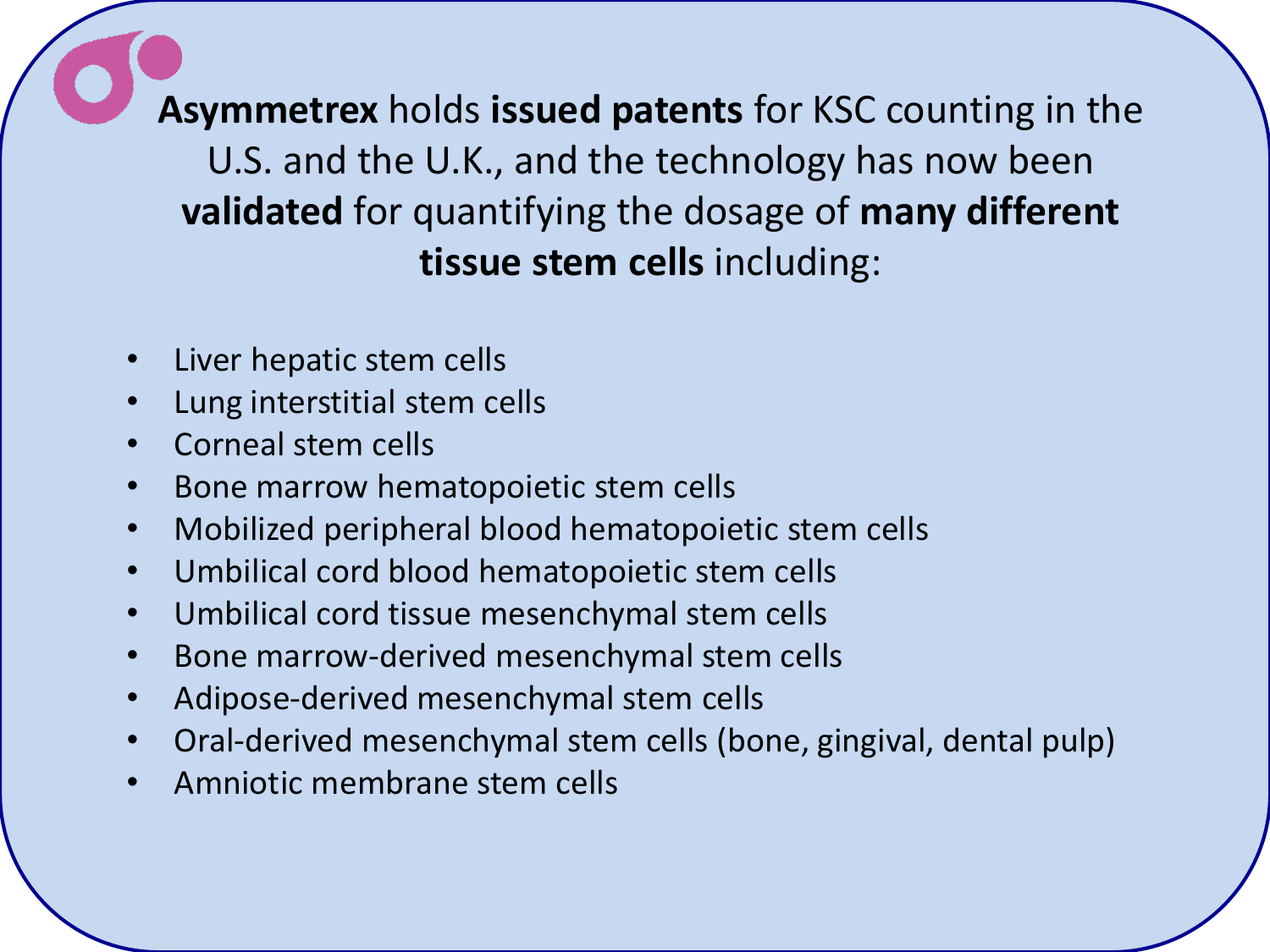**Asymmetrex** holds **issued patents** for KSC counting in the U.S. and the U.K., and the technology has now been **validated** for quantifying the dosage of **many different tissue stem cells** including:

- Liver hepatic stem cells
- Lung interstitial stem cells
- Corneal stem cells
- Bone marrow hematopoietic stem cells
- Mobilized peripheral blood hematopoietic stem cells
- Umbilical cord blood hematopoietic stem cells
- Umbilical cord tissue mesenchymal stem cells
- Bone marrow-derived mesenchymal stem cells
- Adipose-derived mesenchymal stem cells
- Oral-derived mesenchymal stem cells (bone, gingival, dental pulp)
- Amniotic membrane stem cells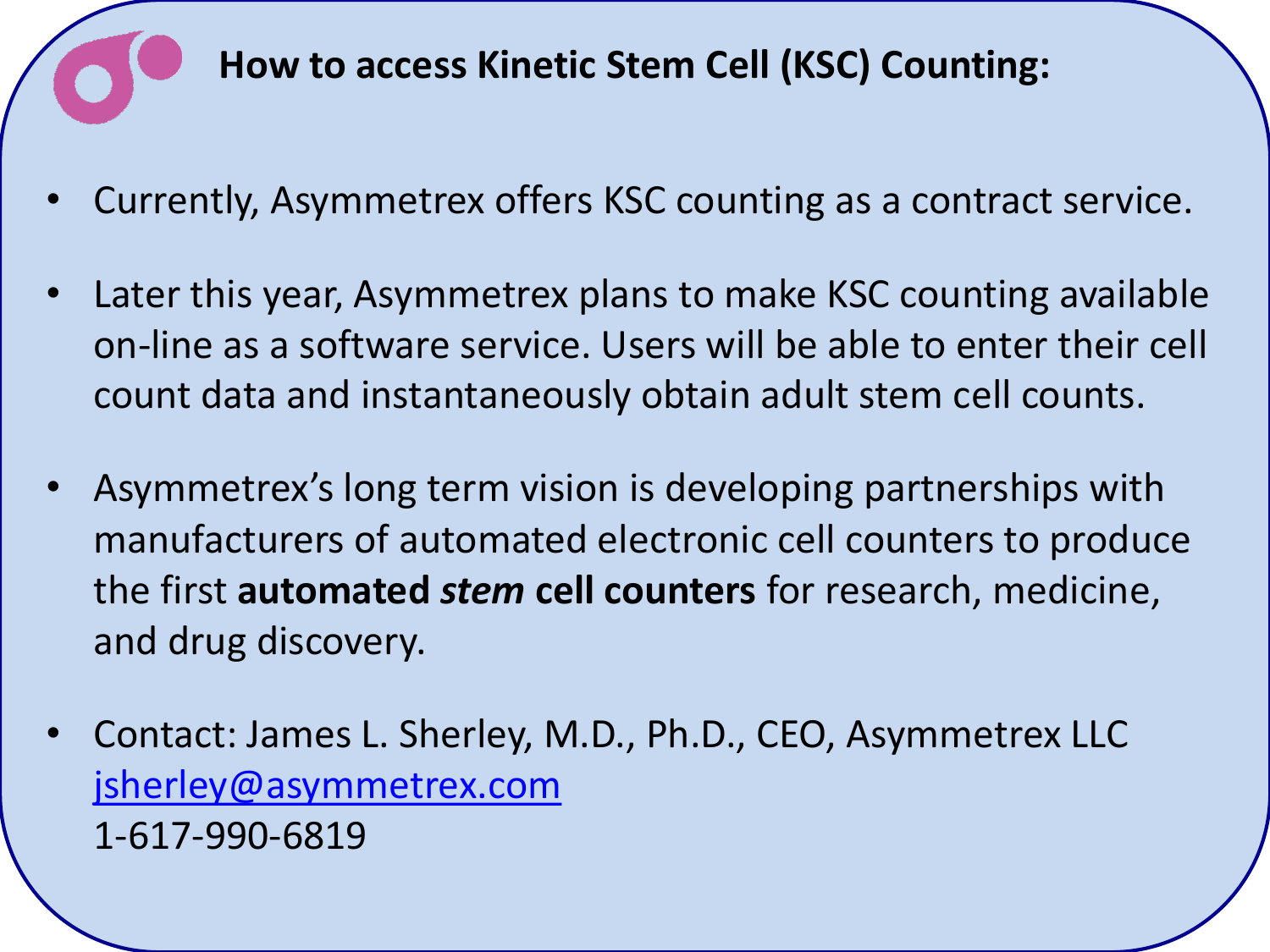## How to access Kinetic Stem Cell (KSC) Counting:

- Currently, Asymmetrex offers KSC counting as a contract service.
- Later this year, Asymmetrex plans to make KSC counting available on-line as a software service. Users will be able to enter their cell count data and instantaneously obtain adult stem cell counts.
- Asymmetrex's long term vision is developing partnerships with manufacturers of automated electronic cell counters to produce the first **automated *stem* cell counters** for research, medicine, and drug discovery.
- Contact: James L. Sherley, M.D., Ph.D., CEO, Asymmetrex LLC
  jsherley@asymmetrex.com
  1-617-990-6819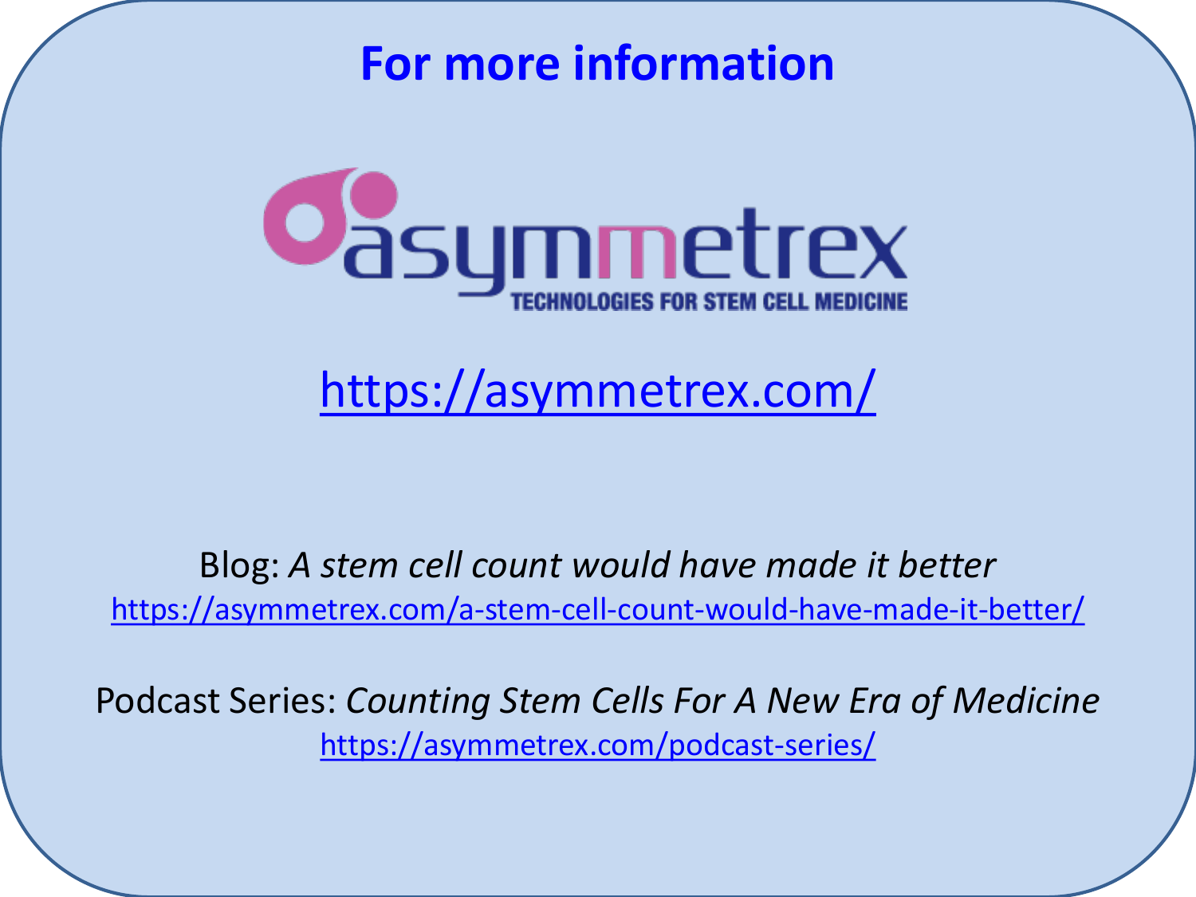# For more information

asymmetrex

TECHNOLOGIES FOR STEM CELL MEDICINE

https://asymmetrex.com/

Blog: *A stem cell count would have made it better*
https://asymmetrex.com/a-stem-cell-count-would-have-made-it-better/

Podcast Series: *Counting Stem Cells For A New Era of Medicine*
https://asymmetrex.com/podcast-series/